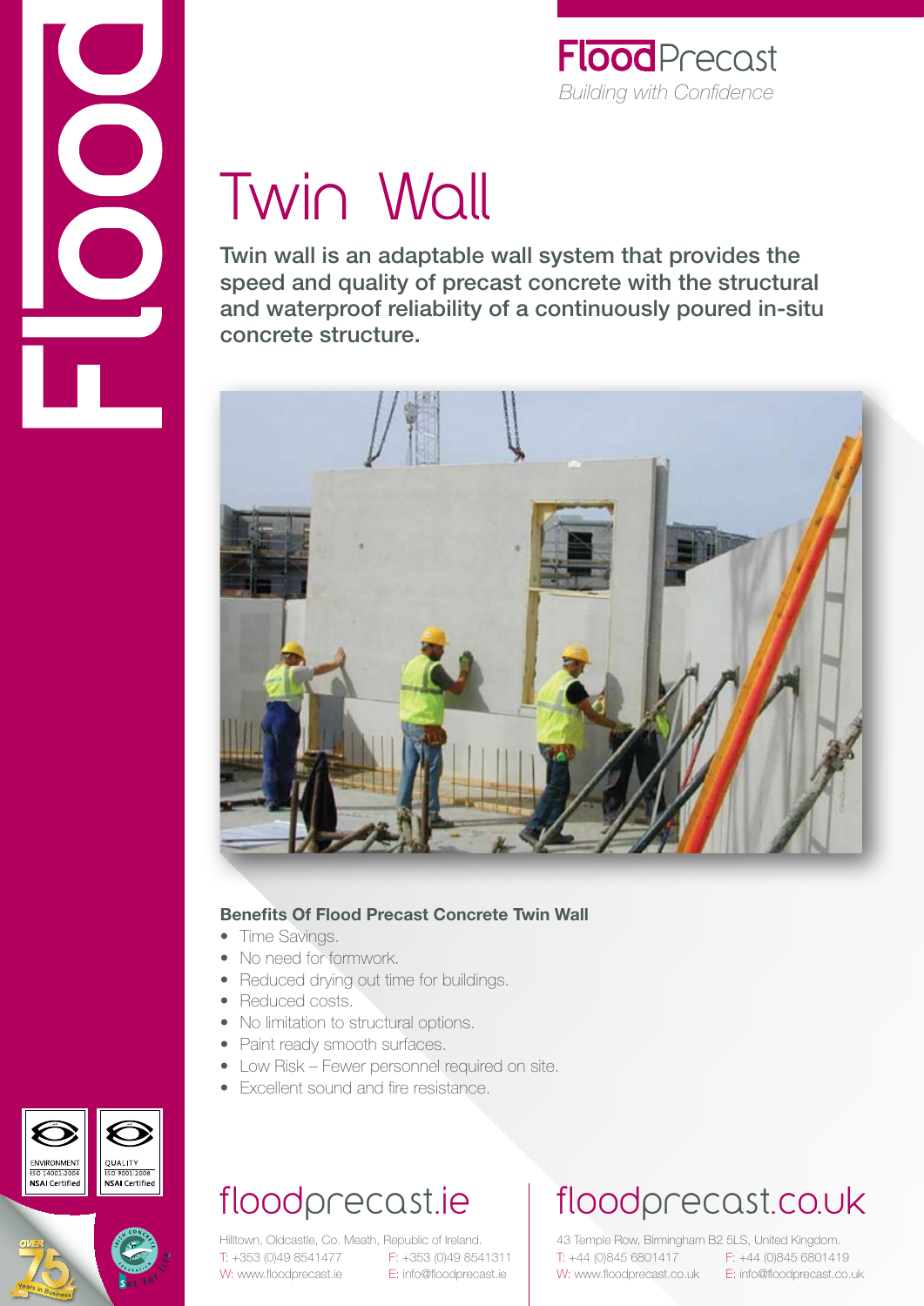**Flood**Precast

*Building with Confidence*

# Twin Wall

**Twin wall is an adaptable wall system that provides the speed and quality of precast concrete with the structural and waterproof reliability of a continuously poured in-situ concrete structure.**

### Benefits Of Flood Precast Concrete Twin Wall

- Time Savings.
- No need for formwork.
- Reduced drying out time for buildings.
- Reduced costs.
- No limitation to structural options.
- Paint ready smooth surfaces.
- Low Risk – Fewer personnel required on site.
- Excellent sound and fire resistance.

ENVIRONMENT ISO 14001:2004 NSAI Certified

QUALITY ISO 9001:2008 NSAI Certified

## floodprecast.ie

Hilltown, Oldcastle, Co. Meath, Republic of Ireland.

T: +353 (0)49 8541477 F: +353 (0)49 8541311

W: www.floodprecast.ie E: info@floodprecast.ie

## floodprecast.co.uk

43 Temple Row, Birmingham B2 5LS, United Kingdom.

T: +44 (0)845 6801417 F: +44 (0)845 6801419

W: www.floodprecast.co.uk E: info@floodprecast.co.uk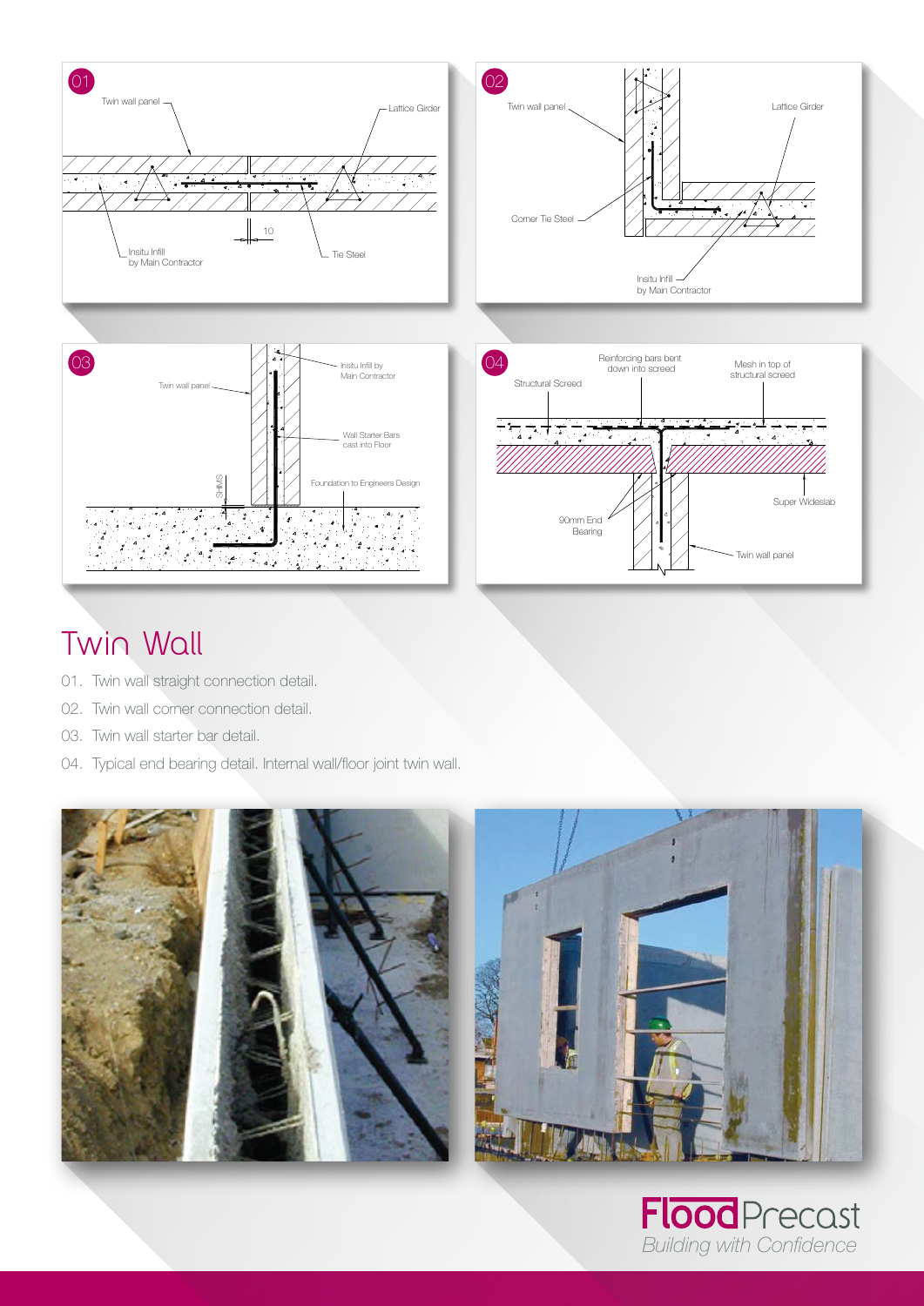01

Twin wall panel

Lattice Girder

10

Insitu Infill by Main Contractor

Tie Steel

02

Twin wall panel

Lattice Girder

Corner Tie Steel

Insitu Infill by Main Contractor

03

Twin wall panel

Insitu Infill by Main Contractor

Wall Starter Bars cast into Floor

SHIMS

Foundation to Engineers Design

04

Reinforcing bars bent down into screed

Mesh in top of structural screed

Structural Screed

Super Wideslab

90mm End Bearing

Twin wall panel

# Twin Wall

01. Twin wall straight connection detail.
02. Twin wall corner connection detail.
03. Twin wall starter bar detail.
04. Typical end bearing detail. Internal wall/floor joint twin wall.

**Flood** Precast
*Building with Confidence*